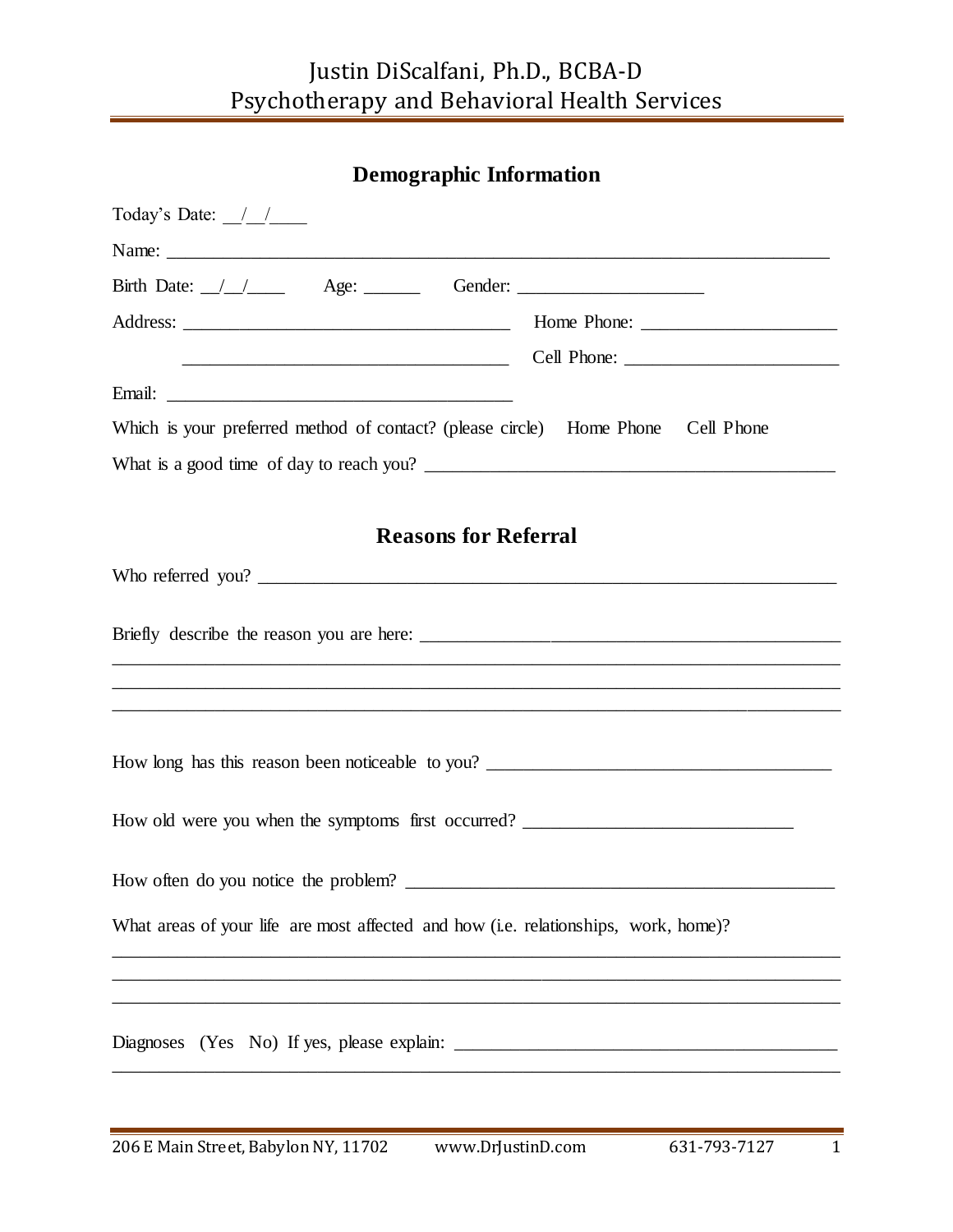# Justin DiScalfani, Ph.D., BCBA-D
## Psychotherapy and Behavioral Health Services

### Demographic Information

Today's Date: __/__/____

Name: ______________________________________________________________________________

Birth Date: __/__/____ Age: ______ Gender: ____________________

Address: ____________________________________ Home Phone: _____________________

____________________________________ Cell Phone: _______________________

Email: ______________________________________

Which is your preferred method of contact? (please circle) Home Phone Cell Phone

What is a good time of day to reach you? ____________________________________________

### Reasons for Referral

Who referred you? _______________________________________________________________

Briefly describe the reason you are here: _______________________________________________
_______________________________________________________________________________
_______________________________________________________________________________
_______________________________________________________________________________

How long has this reason been noticeable to you? ______________________________________

How old were you when the symptoms first occurred? _____________________________

How often do you notice the problem? _______________________________________________

What areas of your life are most affected and how (i.e. relationships, work, home)?
_______________________________________________________________________________
_______________________________________________________________________________
_______________________________________________________________________________

Diagnoses (Yes No) If yes, please explain: ___________________________________________
_______________________________________________________________________________

206 E Main Street, Babylon NY, 11702 www.DrJustinD.com 631-793-7127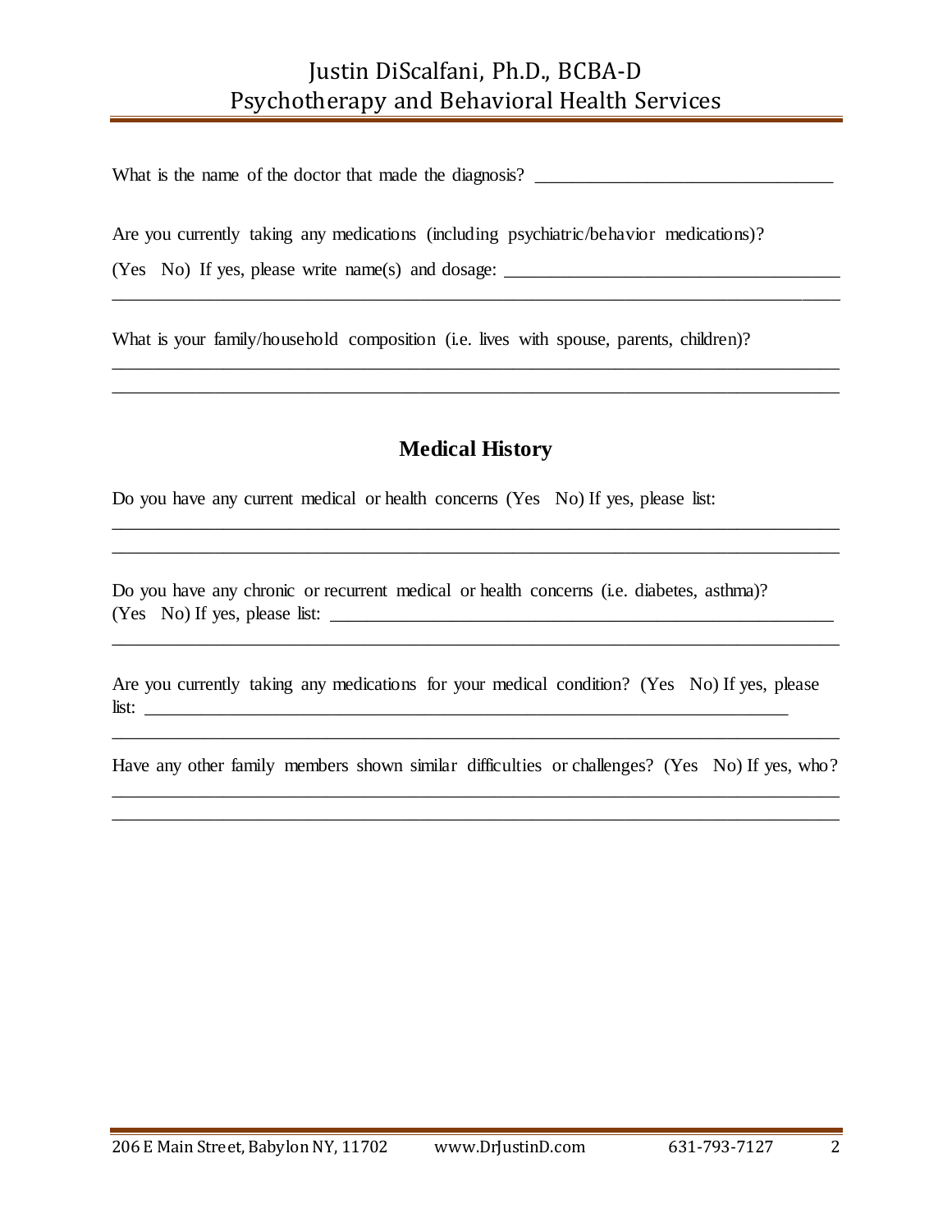What is the name of the doctor that made the diagnosis? ________________________________

Are you currently taking any medications (including psychiatric/behavior medications)?

(Yes No) If yes, please write name(s) and dosage: ____________________________________
______________________________________________________________________________

What is your family/household composition (i.e. lives with spouse, parents, children)?
______________________________________________________________________________
______________________________________________________________________________

## Medical History

Do you have any current medical or health concerns (Yes No) If yes, please list:
______________________________________________________________________________
______________________________________________________________________________

Do you have any chronic or recurrent medical or health concerns (i.e. diabetes, asthma)?
(Yes No) If yes, please list: ______________________________________________________
______________________________________________________________________________

Are you currently taking any medications for your medical condition? (Yes No) If yes, please list: _______________________________________________________________________
______________________________________________________________________________

Have any other family members shown similar difficulties or challenges? (Yes No) If yes, who?
______________________________________________________________________________
______________________________________________________________________________